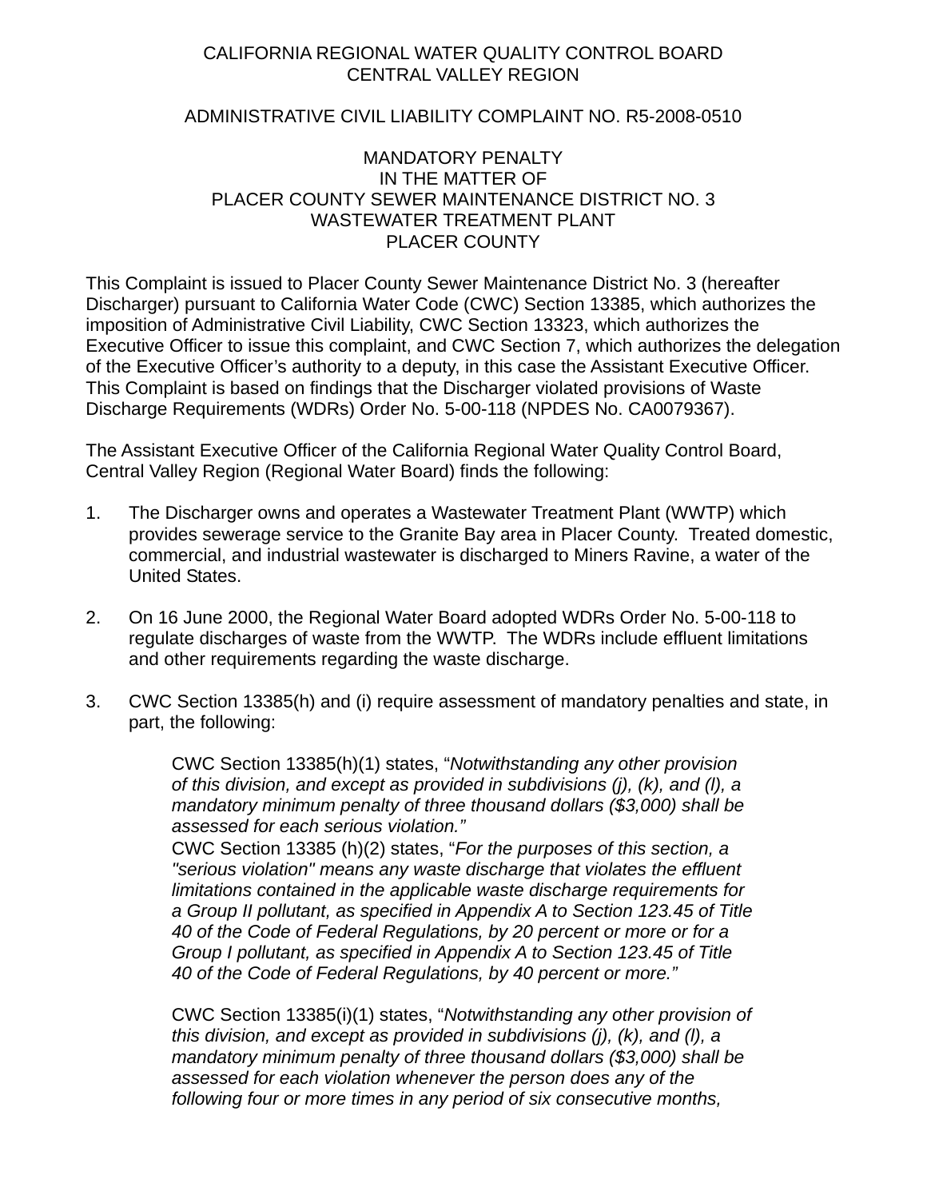CALIFORNIA REGIONAL WATER QUALITY CONTROL BOARD
CENTRAL VALLEY REGION

ADMINISTRATIVE CIVIL LIABILITY COMPLAINT NO. R5-2008-0510

MANDATORY PENALTY
IN THE MATTER OF
PLACER COUNTY SEWER MAINTENANCE DISTRICT NO. 3
WASTEWATER TREATMENT PLANT
PLACER COUNTY

This Complaint is issued to Placer County Sewer Maintenance District No. 3 (hereafter Discharger) pursuant to California Water Code (CWC) Section 13385, which authorizes the imposition of Administrative Civil Liability, CWC Section 13323, which authorizes the Executive Officer to issue this complaint, and CWC Section 7, which authorizes the delegation of the Executive Officer's authority to a deputy, in this case the Assistant Executive Officer. This Complaint is based on findings that the Discharger violated provisions of Waste Discharge Requirements (WDRs) Order No. 5-00-118 (NPDES No. CA0079367).

The Assistant Executive Officer of the California Regional Water Quality Control Board, Central Valley Region (Regional Water Board) finds the following:

1. The Discharger owns and operates a Wastewater Treatment Plant (WWTP) which provides sewerage service to the Granite Bay area in Placer County. Treated domestic, commercial, and industrial wastewater is discharged to Miners Ravine, a water of the United States.

2. On 16 June 2000, the Regional Water Board adopted WDRs Order No. 5-00-118 to regulate discharges of waste from the WWTP. The WDRs include effluent limitations and other requirements regarding the waste discharge.

3. CWC Section 13385(h) and (i) require assessment of mandatory penalties and state, in part, the following:

   CWC Section 13385(h)(1) states, "*Notwithstanding any other provision of this division, and except as provided in subdivisions (j), (k), and (l), a mandatory minimum penalty of three thousand dollars ($3,000) shall be assessed for each serious violation.*"
   CWC Section 13385 (h)(2) states, "*For the purposes of this section, a "serious violation" means any waste discharge that violates the effluent limitations contained in the applicable waste discharge requirements for a Group II pollutant, as specified in Appendix A to Section 123.45 of Title 40 of the Code of Federal Regulations, by 20 percent or more or for a Group I pollutant, as specified in Appendix A to Section 123.45 of Title 40 of the Code of Federal Regulations, by 40 percent or more.*"

   CWC Section 13385(i)(1) states, "*Notwithstanding any other provision of this division, and except as provided in subdivisions (j), (k), and (l), a mandatory minimum penalty of three thousand dollars ($3,000) shall be assessed for each violation whenever the person does any of the following four or more times in any period of six consecutive months,*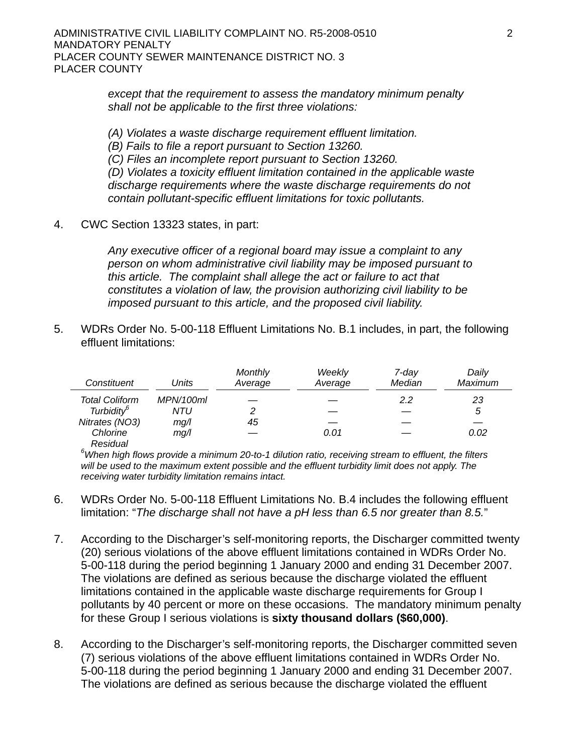*except that the requirement to assess the mandatory minimum penalty shall not be applicable to the first three violations:*

*(A) Violates a waste discharge requirement effluent limitation.*
*(B) Fails to file a report pursuant to Section 13260.*
*(C) Files an incomplete report pursuant to Section 13260.*
*(D) Violates a toxicity effluent limitation contained in the applicable waste discharge requirements where the waste discharge requirements do not contain pollutant-specific effluent limitations for toxic pollutants.*

4. CWC Section 13323 states, in part:

   *Any executive officer of a regional board may issue a complaint to any person on whom administrative civil liability may be imposed pursuant to this article. The complaint shall allege the act or failure to act that constitutes a violation of law, the provision authorizing civil liability to be imposed pursuant to this article, and the proposed civil liability.*

5. WDRs Order No. 5-00-118 Effluent Limitations No. B.1 includes, in part, the following effluent limitations:

| *Constituent* | *Units* | *Monthly Average* | *Weekly Average* | *7-day Median* | *Daily Maximum* |
|---|---|---|---|---|---|
| *Total Coliform* | *MPN/100ml* | — | — | *2.2* | *23* |
| *Turbidity*[6] | *NTU* | *2* | — | — | *5* |
| *Nitrates (NO3)* | *mg/l* | *45* | — | — | — |
| *Chlorine Residual* | *mg/l* | — | *0.01* | — | *0.02* |

[6]*When high flows provide a minimum 20-to-1 dilution ratio, receiving stream to effluent, the filters will be used to the maximum extent possible and the effluent turbidity limit does not apply. The receiving water turbidity limitation remains intact.*

6. WDRs Order No. 5-00-118 Effluent Limitations No. B.4 includes the following effluent limitation: "*The discharge shall not have a pH less than 6.5 nor greater than 8.5.*"

7. According to the Discharger's self-monitoring reports, the Discharger committed twenty (20) serious violations of the above effluent limitations contained in WDRs Order No. 5-00-118 during the period beginning 1 January 2000 and ending 31 December 2007. The violations are defined as serious because the discharge violated the effluent limitations contained in the applicable waste discharge requirements for Group I pollutants by 40 percent or more on these occasions. The mandatory minimum penalty for these Group I serious violations is **sixty thousand dollars ($60,000)**.

8. According to the Discharger's self-monitoring reports, the Discharger committed seven (7) serious violations of the above effluent limitations contained in WDRs Order No. 5-00-118 during the period beginning 1 January 2000 and ending 31 December 2007. The violations are defined as serious because the discharge violated the effluent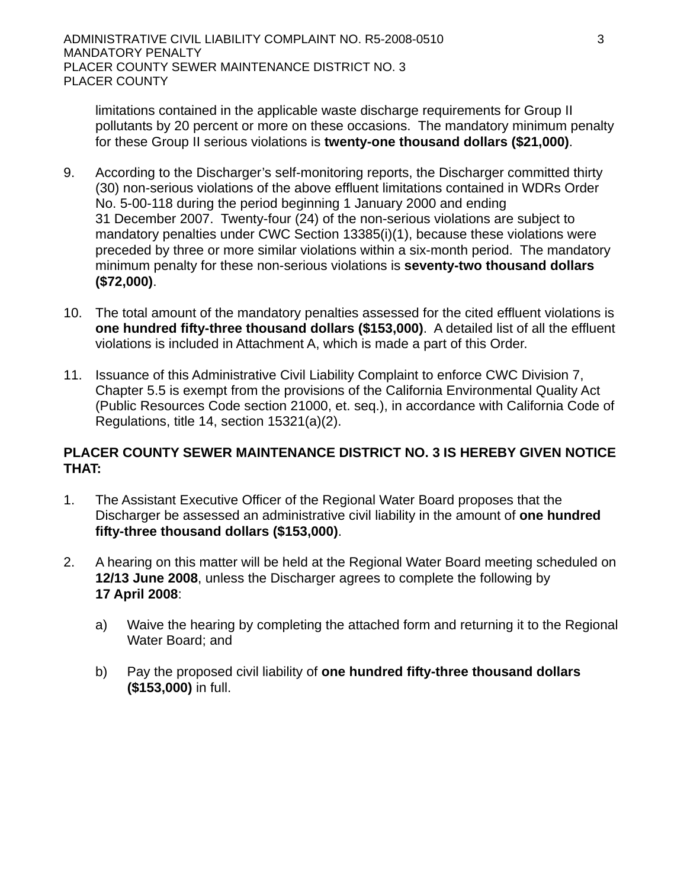limitations contained in the applicable waste discharge requirements for Group II pollutants by 20 percent or more on these occasions. The mandatory minimum penalty for these Group II serious violations is **twenty-one thousand dollars ($21,000)**.

9. According to the Discharger's self-monitoring reports, the Discharger committed thirty (30) non-serious violations of the above effluent limitations contained in WDRs Order No. 5-00-118 during the period beginning 1 January 2000 and ending 31 December 2007. Twenty-four (24) of the non-serious violations are subject to mandatory penalties under CWC Section 13385(i)(1), because these violations were preceded by three or more similar violations within a six-month period. The mandatory minimum penalty for these non-serious violations is **seventy-two thousand dollars ($72,000)**.

10. The total amount of the mandatory penalties assessed for the cited effluent violations is **one hundred fifty-three thousand dollars ($153,000)**. A detailed list of all the effluent violations is included in Attachment A, which is made a part of this Order.

11. Issuance of this Administrative Civil Liability Complaint to enforce CWC Division 7, Chapter 5.5 is exempt from the provisions of the California Environmental Quality Act (Public Resources Code section 21000, et. seq.), in accordance with California Code of Regulations, title 14, section 15321(a)(2).

**PLACER COUNTY SEWER MAINTENANCE DISTRICT NO. 3 IS HEREBY GIVEN NOTICE THAT:**

1. The Assistant Executive Officer of the Regional Water Board proposes that the Discharger be assessed an administrative civil liability in the amount of **one hundred fifty-three thousand dollars ($153,000)**.

2. A hearing on this matter will be held at the Regional Water Board meeting scheduled on **12/13 June 2008**, unless the Discharger agrees to complete the following by **17 April 2008**:

   a) Waive the hearing by completing the attached form and returning it to the Regional Water Board; and

   b) Pay the proposed civil liability of **one hundred fifty-three thousand dollars ($153,000)** in full.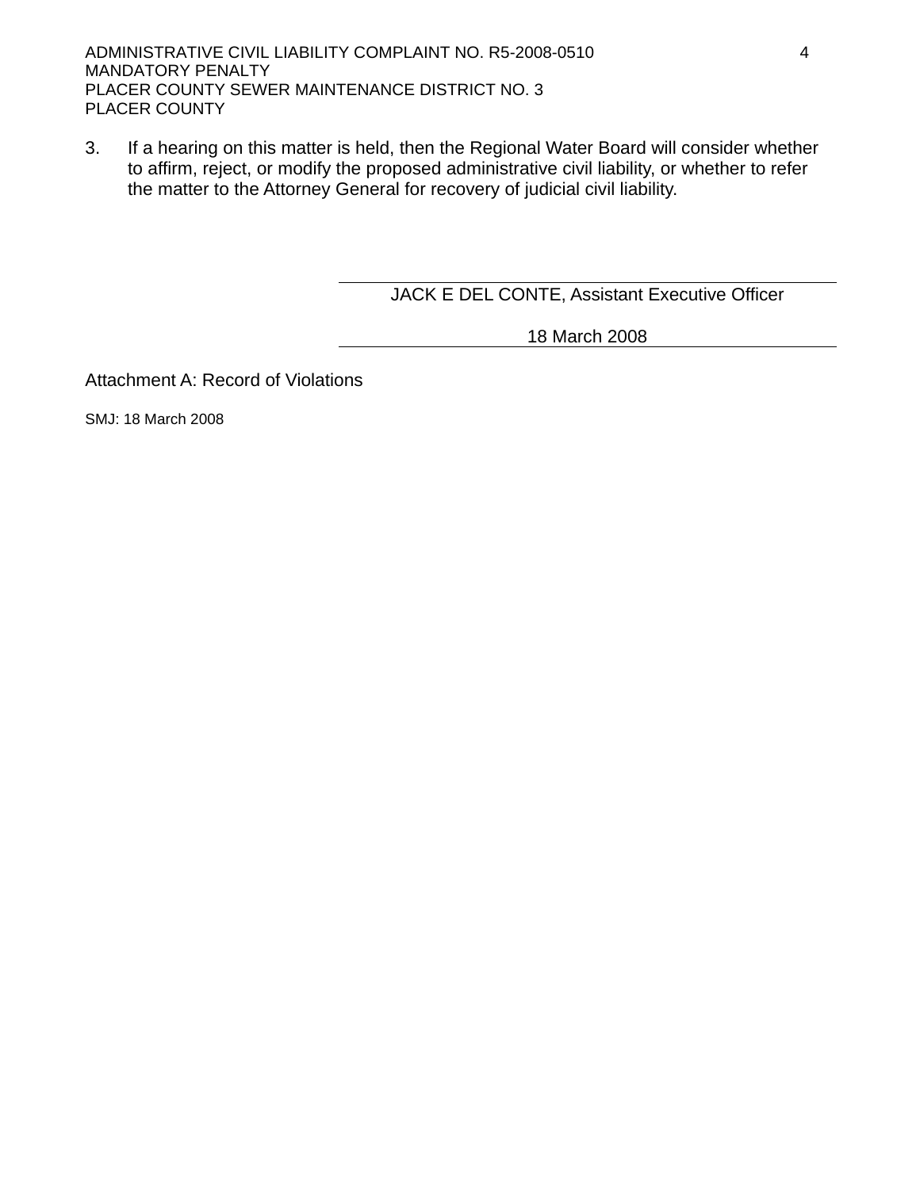3. If a hearing on this matter is held, then the Regional Water Board will consider whether to affirm, reject, or modify the proposed administrative civil liability, or whether to refer the matter to the Attorney General for recovery of judicial civil liability.

JACK E DEL CONTE, Assistant Executive Officer

18 March 2008

Attachment A: Record of Violations

SMJ: 18 March 2008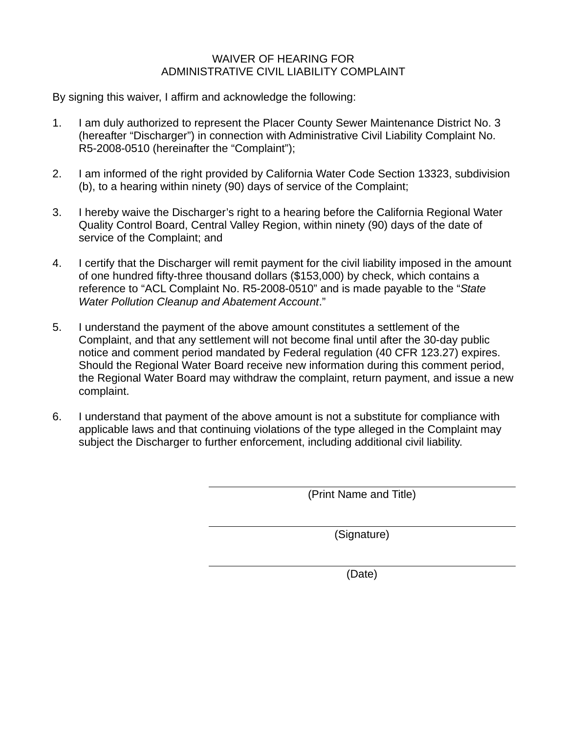# WAIVER OF HEARING FOR ADMINISTRATIVE CIVIL LIABILITY COMPLAINT

By signing this waiver, I affirm and acknowledge the following:

1. I am duly authorized to represent the Placer County Sewer Maintenance District No. 3 (hereafter "Discharger") in connection with Administrative Civil Liability Complaint No. R5-2008-0510 (hereinafter the "Complaint");

2. I am informed of the right provided by California Water Code Section 13323, subdivision (b), to a hearing within ninety (90) days of service of the Complaint;

3. I hereby waive the Discharger's right to a hearing before the California Regional Water Quality Control Board, Central Valley Region, within ninety (90) days of the date of service of the Complaint; and

4. I certify that the Discharger will remit payment for the civil liability imposed in the amount of one hundred fifty-three thousand dollars ($153,000) by check, which contains a reference to "ACL Complaint No. R5-2008-0510" and is made payable to the "*State Water Pollution Cleanup and Abatement Account*."

5. I understand the payment of the above amount constitutes a settlement of the Complaint, and that any settlement will not become final until after the 30-day public notice and comment period mandated by Federal regulation (40 CFR 123.27) expires. Should the Regional Water Board receive new information during this comment period, the Regional Water Board may withdraw the complaint, return payment, and issue a new complaint.

6. I understand that payment of the above amount is not a substitute for compliance with applicable laws and that continuing violations of the type alleged in the Complaint may subject the Discharger to further enforcement, including additional civil liability.

\_\_\_\_\_\_\_\_\_\_\_\_\_\_\_\_\_\_\_\_\_\_\_\_\_\_\_\_\_\_\_\_\_\_\_\_\_\_\_\_
(Print Name and Title)

\_\_\_\_\_\_\_\_\_\_\_\_\_\_\_\_\_\_\_\_\_\_\_\_\_\_\_\_\_\_\_\_\_\_\_\_\_\_\_\_
(Signature)

\_\_\_\_\_\_\_\_\_\_\_\_\_\_\_\_\_\_\_\_\_\_\_\_\_\_\_\_\_\_\_\_\_\_\_\_\_\_\_\_
(Date)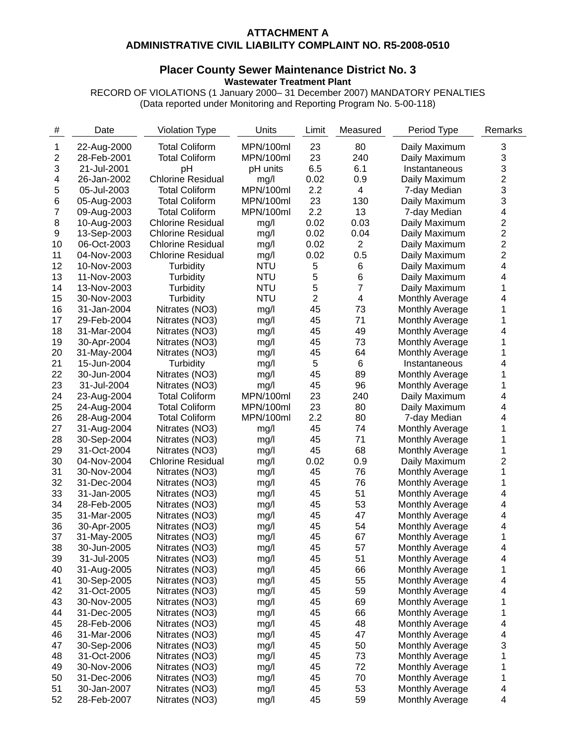**ATTACHMENT A**
**ADMINISTRATIVE CIVIL LIABILITY COMPLAINT NO. R5-2008-0510**

## Placer County Sewer Maintenance District No. 3

**Wastewater Treatment Plant**

RECORD OF VIOLATIONS (1 January 2000– 31 December 2007) MANDATORY PENALTIES
(Data reported under Monitoring and Reporting Program No. 5-00-118)

| # | Date | Violation Type | Units | Limit | Measured | Period Type | Remarks |
|---|---|---|---|---|---|---|---|
| 1 | 22-Aug-2000 | Total Coliform | MPN/100ml | 23 | 80 | Daily Maximum | 3 |
| 2 | 28-Feb-2001 | Total Coliform | MPN/100ml | 23 | 240 | Daily Maximum | 3 |
| 3 | 21-Jul-2001 | pH | pH units | 6.5 | 6.1 | Instantaneous | 3 |
| 4 | 26-Jan-2002 | Chlorine Residual | mg/l | 0.02 | 0.9 | Daily Maximum | 2 |
| 5 | 05-Jul-2003 | Total Coliform | MPN/100ml | 2.2 | 4 | 7-day Median | 3 |
| 6 | 05-Aug-2003 | Total Coliform | MPN/100ml | 23 | 130 | Daily Maximum | 3 |
| 7 | 09-Aug-2003 | Total Coliform | MPN/100ml | 2.2 | 13 | 7-day Median | 4 |
| 8 | 10-Aug-2003 | Chlorine Residual | mg/l | 0.02 | 0.03 | Daily Maximum | 2 |
| 9 | 13-Sep-2003 | Chlorine Residual | mg/l | 0.02 | 0.04 | Daily Maximum | 2 |
| 10 | 06-Oct-2003 | Chlorine Residual | mg/l | 0.02 | 2 | Daily Maximum | 2 |
| 11 | 04-Nov-2003 | Chlorine Residual | mg/l | 0.02 | 0.5 | Daily Maximum | 2 |
| 12 | 10-Nov-2003 | Turbidity | NTU | 5 | 6 | Daily Maximum | 4 |
| 13 | 11-Nov-2003 | Turbidity | NTU | 5 | 6 | Daily Maximum | 4 |
| 14 | 13-Nov-2003 | Turbidity | NTU | 5 | 7 | Daily Maximum | 1 |
| 15 | 30-Nov-2003 | Turbidity | NTU | 2 | 4 | Monthly Average | 4 |
| 16 | 31-Jan-2004 | Nitrates (NO3) | mg/l | 45 | 73 | Monthly Average | 1 |
| 17 | 29-Feb-2004 | Nitrates (NO3) | mg/l | 45 | 71 | Monthly Average | 1 |
| 18 | 31-Mar-2004 | Nitrates (NO3) | mg/l | 45 | 49 | Monthly Average | 4 |
| 19 | 30-Apr-2004 | Nitrates (NO3) | mg/l | 45 | 73 | Monthly Average | 1 |
| 20 | 31-May-2004 | Nitrates (NO3) | mg/l | 45 | 64 | Monthly Average | 1 |
| 21 | 15-Jun-2004 | Turbidity | mg/l | 5 | 6 | Instantaneous | 4 |
| 22 | 30-Jun-2004 | Nitrates (NO3) | mg/l | 45 | 89 | Monthly Average | 1 |
| 23 | 31-Jul-2004 | Nitrates (NO3) | mg/l | 45 | 96 | Monthly Average | 1 |
| 24 | 23-Aug-2004 | Total Coliform | MPN/100ml | 23 | 240 | Daily Maximum | 4 |
| 25 | 24-Aug-2004 | Total Coliform | MPN/100ml | 23 | 80 | Daily Maximum | 4 |
| 26 | 28-Aug-2004 | Total Coliform | MPN/100ml | 2.2 | 80 | 7-day Median | 4 |
| 27 | 31-Aug-2004 | Nitrates (NO3) | mg/l | 45 | 74 | Monthly Average | 1 |
| 28 | 30-Sep-2004 | Nitrates (NO3) | mg/l | 45 | 71 | Monthly Average | 1 |
| 29 | 31-Oct-2004 | Nitrates (NO3) | mg/l | 45 | 68 | Monthly Average | 1 |
| 30 | 04-Nov-2004 | Chlorine Residual | mg/l | 0.02 | 0.9 | Daily Maximum | 2 |
| 31 | 30-Nov-2004 | Nitrates (NO3) | mg/l | 45 | 76 | Monthly Average | 1 |
| 32 | 31-Dec-2004 | Nitrates (NO3) | mg/l | 45 | 76 | Monthly Average | 1 |
| 33 | 31-Jan-2005 | Nitrates (NO3) | mg/l | 45 | 51 | Monthly Average | 4 |
| 34 | 28-Feb-2005 | Nitrates (NO3) | mg/l | 45 | 53 | Monthly Average | 4 |
| 35 | 31-Mar-2005 | Nitrates (NO3) | mg/l | 45 | 47 | Monthly Average | 4 |
| 36 | 30-Apr-2005 | Nitrates (NO3) | mg/l | 45 | 54 | Monthly Average | 4 |
| 37 | 31-May-2005 | Nitrates (NO3) | mg/l | 45 | 67 | Monthly Average | 1 |
| 38 | 30-Jun-2005 | Nitrates (NO3) | mg/l | 45 | 57 | Monthly Average | 4 |
| 39 | 31-Jul-2005 | Nitrates (NO3) | mg/l | 45 | 51 | Monthly Average | 4 |
| 40 | 31-Aug-2005 | Nitrates (NO3) | mg/l | 45 | 66 | Monthly Average | 1 |
| 41 | 30-Sep-2005 | Nitrates (NO3) | mg/l | 45 | 55 | Monthly Average | 4 |
| 42 | 31-Oct-2005 | Nitrates (NO3) | mg/l | 45 | 59 | Monthly Average | 4 |
| 43 | 30-Nov-2005 | Nitrates (NO3) | mg/l | 45 | 69 | Monthly Average | 1 |
| 44 | 31-Dec-2005 | Nitrates (NO3) | mg/l | 45 | 66 | Monthly Average | 1 |
| 45 | 28-Feb-2006 | Nitrates (NO3) | mg/l | 45 | 48 | Monthly Average | 4 |
| 46 | 31-Mar-2006 | Nitrates (NO3) | mg/l | 45 | 47 | Monthly Average | 4 |
| 47 | 30-Sep-2006 | Nitrates (NO3) | mg/l | 45 | 50 | Monthly Average | 3 |
| 48 | 31-Oct-2006 | Nitrates (NO3) | mg/l | 45 | 73 | Monthly Average | 1 |
| 49 | 30-Nov-2006 | Nitrates (NO3) | mg/l | 45 | 72 | Monthly Average | 1 |
| 50 | 31-Dec-2006 | Nitrates (NO3) | mg/l | 45 | 70 | Monthly Average | 1 |
| 51 | 30-Jan-2007 | Nitrates (NO3) | mg/l | 45 | 53 | Monthly Average | 4 |
| 52 | 28-Feb-2007 | Nitrates (NO3) | mg/l | 45 | 59 | Monthly Average | 4 |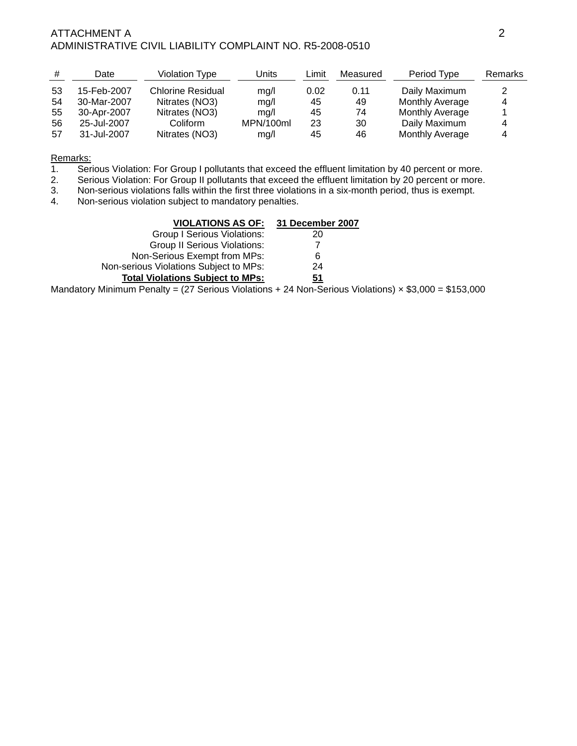| # | Date | Violation Type | Units | Limit | Measured | Period Type | Remarks |
|---|---|---|---|---|---|---|---|
| 53 | 15-Feb-2007 | Chlorine Residual | mg/l | 0.02 | 0.11 | Daily Maximum | 2 |
| 54 | 30-Mar-2007 | Nitrates (NO3) | mg/l | 45 | 49 | Monthly Average | 4 |
| 55 | 30-Apr-2007 | Nitrates (NO3) | mg/l | 45 | 74 | Monthly Average | 1 |
| 56 | 25-Jul-2007 | Coliform | MPN/100ml | 23 | 30 | Daily Maximum | 4 |
| 57 | 31-Jul-2007 | Nitrates (NO3) | mg/l | 45 | 46 | Monthly Average | 4 |

Remarks:

1. Serious Violation: For Group I pollutants that exceed the effluent limitation by 40 percent or more.
2. Serious Violation: For Group II pollutants that exceed the effluent limitation by 20 percent or more.
3. Non-serious violations falls within the first three violations in a six-month period, thus is exempt.
4. Non-serious violation subject to mandatory penalties.

| **VIOLATIONS AS OF:** | **31 December 2007** |
|---|---|
| Group I Serious Violations: | 20 |
| Group II Serious Violations: | 7 |
| Non-Serious Exempt from MPs: | 6 |
| Non-serious Violations Subject to MPs: | 24 |
| **Total Violations Subject to MPs:** | **51** |

Mandatory Minimum Penalty = (27 Serious Violations + 24 Non-Serious Violations) × \$3,000 = \$153,000